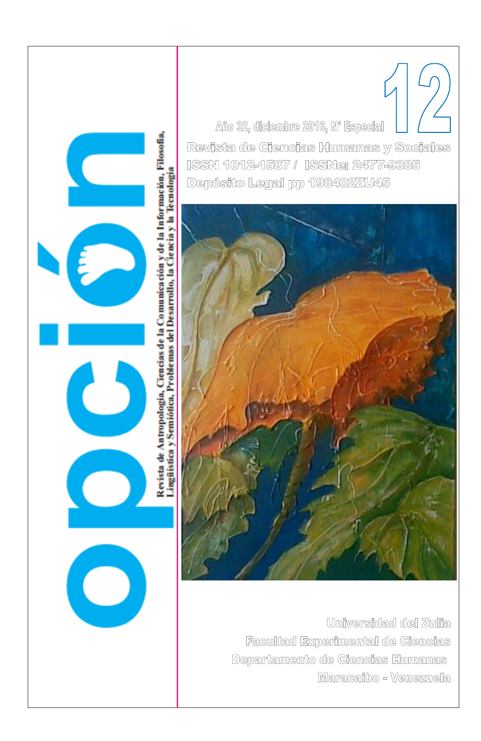# opción

Revista de Antropología, Ciencias de la Comunicación y de la Información, Filosofía, Lingüística y Semiótica, Problemas del Desarrollo, la Ciencia y la Tecnología

Año 32, diciembre 2016, N° Especial **12**

Revista de Ciencias Humanas y Sociales

ISSN 1012-1587 / ISSNe: 2477-9385

Depósito Legal pp 198402ZU45

Universidad del Zulia

Facultad Experimental de Ciencias

Departamento de Ciencias Humanas

Maracaibo - Venezuela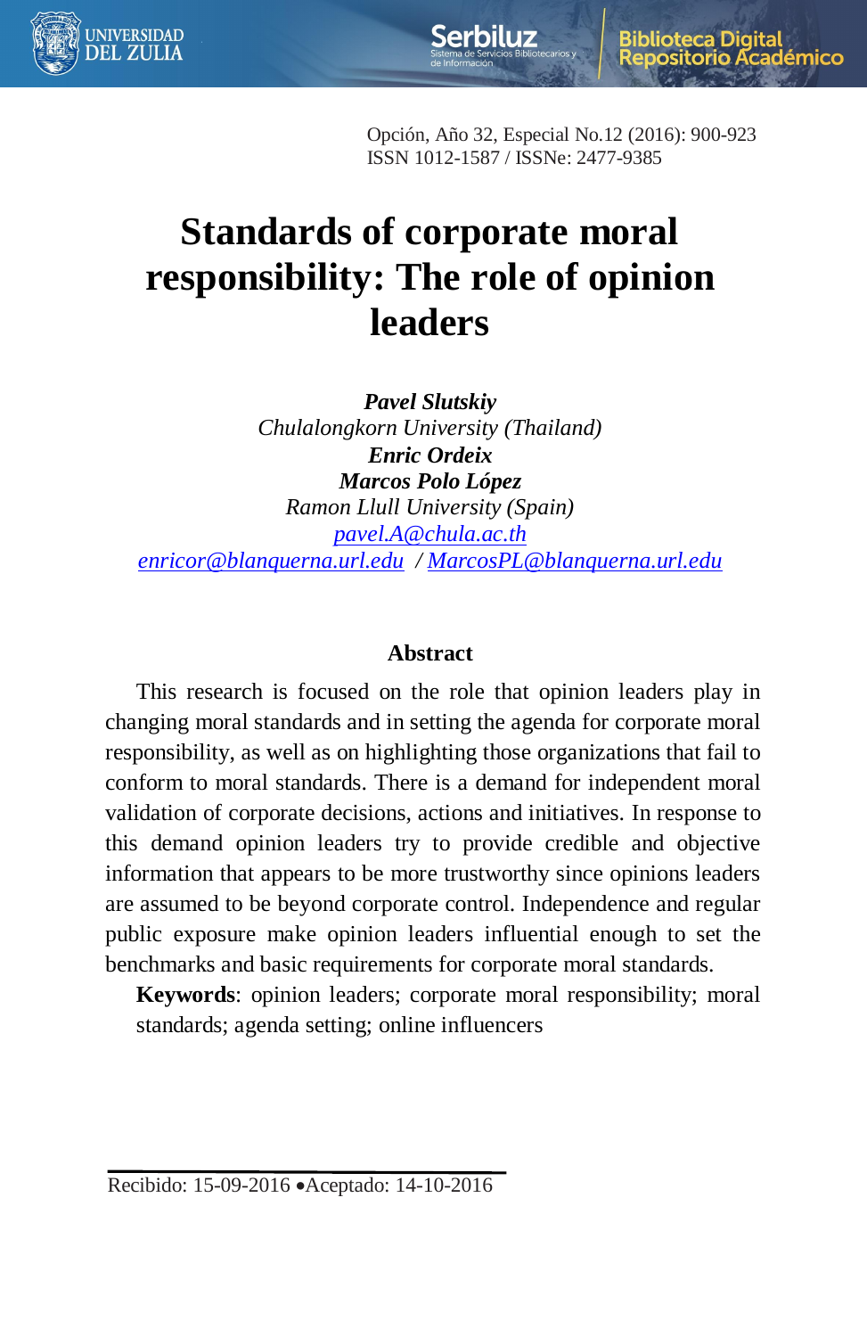Opción, Año 32, Especial No.12 (2016): 900-923
ISSN 1012-1587 / ISSNe: 2477-9385

# Standards of corporate moral responsibility: The role of opinion leaders

***Pavel Slutskiy***
*Chulalongkorn University (Thailand)*
***Enric Ordeix***
***Marcos Polo López***
*Ramon Llull University (Spain)*
*pavel.A@chula.ac.th*
*enricor@blanquerna.url.edu* / *MarcosPL@blanquerna.url.edu*

## Abstract

This research is focused on the role that opinion leaders play in changing moral standards and in setting the agenda for corporate moral responsibility, as well as on highlighting those organizations that fail to conform to moral standards. There is a demand for independent moral validation of corporate decisions, actions and initiatives. In response to this demand opinion leaders try to provide credible and objective information that appears to be more trustworthy since opinions leaders are assumed to be beyond corporate control. Independence and regular public exposure make opinion leaders influential enough to set the benchmarks and basic requirements for corporate moral standards.

**Keywords**: opinion leaders; corporate moral responsibility; moral standards; agenda setting; online influencers

Recibido: 15-09-2016 •Aceptado: 14-10-2016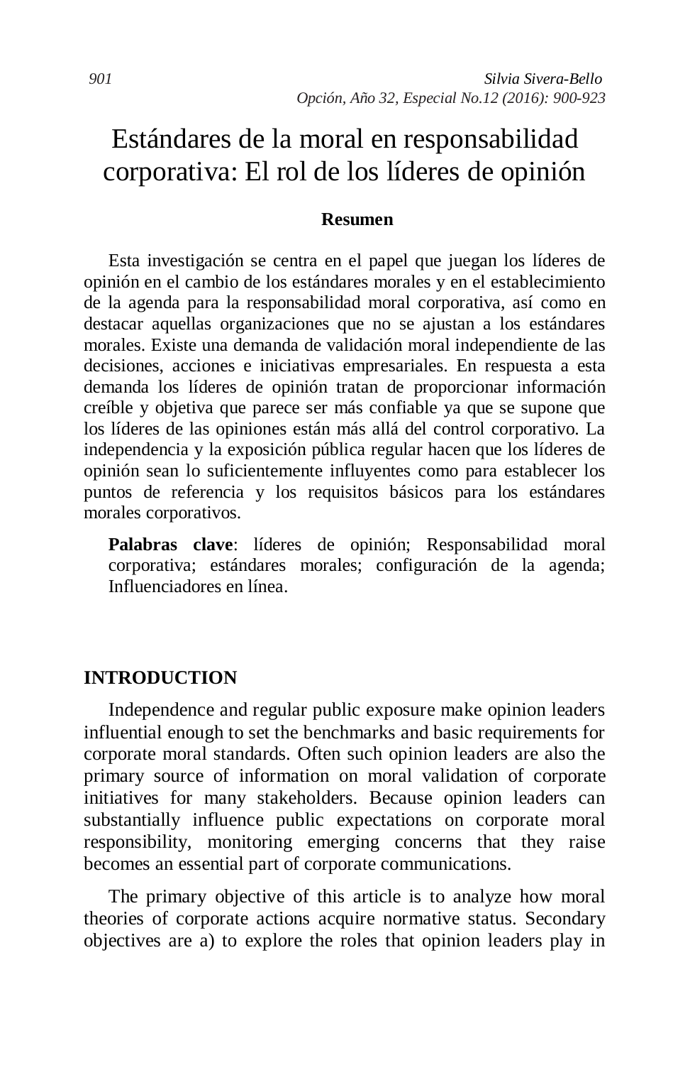# Estándares de la moral en responsabilidad corporativa: El rol de los líderes de opinión

## Resumen

Esta investigación se centra en el papel que juegan los líderes de opinión en el cambio de los estándares morales y en el establecimiento de la agenda para la responsabilidad moral corporativa, así como en destacar aquellas organizaciones que no se ajustan a los estándares morales. Existe una demanda de validación moral independiente de las decisiones, acciones e iniciativas empresariales. En respuesta a esta demanda los líderes de opinión tratan de proporcionar información creíble y objetiva que parece ser más confiable ya que se supone que los líderes de las opiniones están más allá del control corporativo. La independencia y la exposición pública regular hacen que los líderes de opinión sean lo suficientemente influyentes como para establecer los puntos de referencia y los requisitos básicos para los estándares morales corporativos.

**Palabras clave**: líderes de opinión; Responsabilidad moral corporativa; estándares morales; configuración de la agenda; Influenciadores en línea.

## INTRODUCTION

Independence and regular public exposure make opinion leaders influential enough to set the benchmarks and basic requirements for corporate moral standards. Often such opinion leaders are also the primary source of information on moral validation of corporate initiatives for many stakeholders. Because opinion leaders can substantially influence public expectations on corporate moral responsibility, monitoring emerging concerns that they raise becomes an essential part of corporate communications.

The primary objective of this article is to analyze how moral theories of corporate actions acquire normative status. Secondary objectives are a) to explore the roles that opinion leaders play in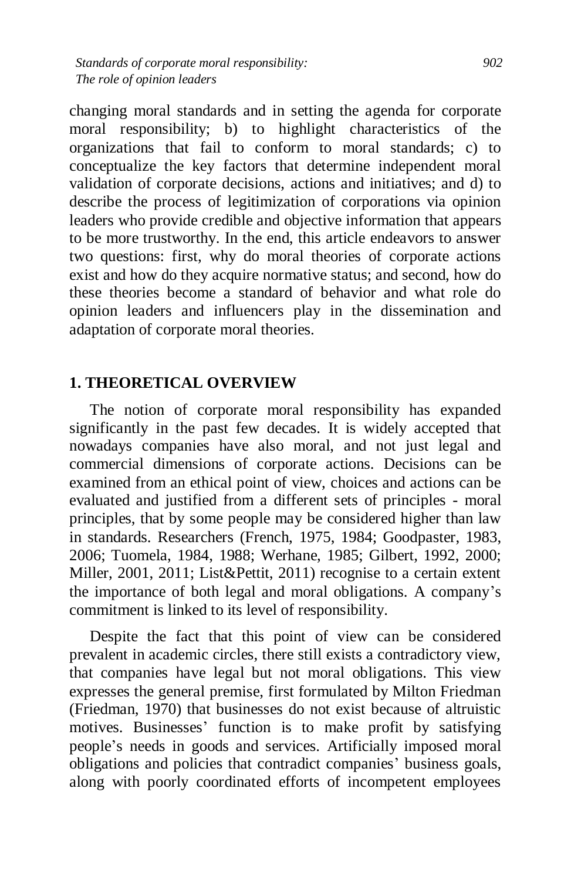changing moral standards and in setting the agenda for corporate moral responsibility; b) to highlight characteristics of the organizations that fail to conform to moral standards; c) to conceptualize the key factors that determine independent moral validation of corporate decisions, actions and initiatives; and d) to describe the process of legitimization of corporations via opinion leaders who provide credible and objective information that appears to be more trustworthy. In the end, this article endeavors to answer two questions: first, why do moral theories of corporate actions exist and how do they acquire normative status; and second, how do these theories become a standard of behavior and what role do opinion leaders and influencers play in the dissemination and adaptation of corporate moral theories.

## 1. THEORETICAL OVERVIEW

The notion of corporate moral responsibility has expanded significantly in the past few decades. It is widely accepted that nowadays companies have also moral, and not just legal and commercial dimensions of corporate actions. Decisions can be examined from an ethical point of view, choices and actions can be evaluated and justified from a different sets of principles - moral principles, that by some people may be considered higher than law in standards. Researchers (French, 1975, 1984; Goodpaster, 1983, 2006; Tuomela, 1984, 1988; Werhane, 1985; Gilbert, 1992, 2000; Miller, 2001, 2011; List&Pettit, 2011) recognise to a certain extent the importance of both legal and moral obligations. A company's commitment is linked to its level of responsibility.

Despite the fact that this point of view can be considered prevalent in academic circles, there still exists a contradictory view, that companies have legal but not moral obligations. This view expresses the general premise, first formulated by Milton Friedman (Friedman, 1970) that businesses do not exist because of altruistic motives. Businesses' function is to make profit by satisfying people's needs in goods and services. Artificially imposed moral obligations and policies that contradict companies' business goals, along with poorly coordinated efforts of incompetent employees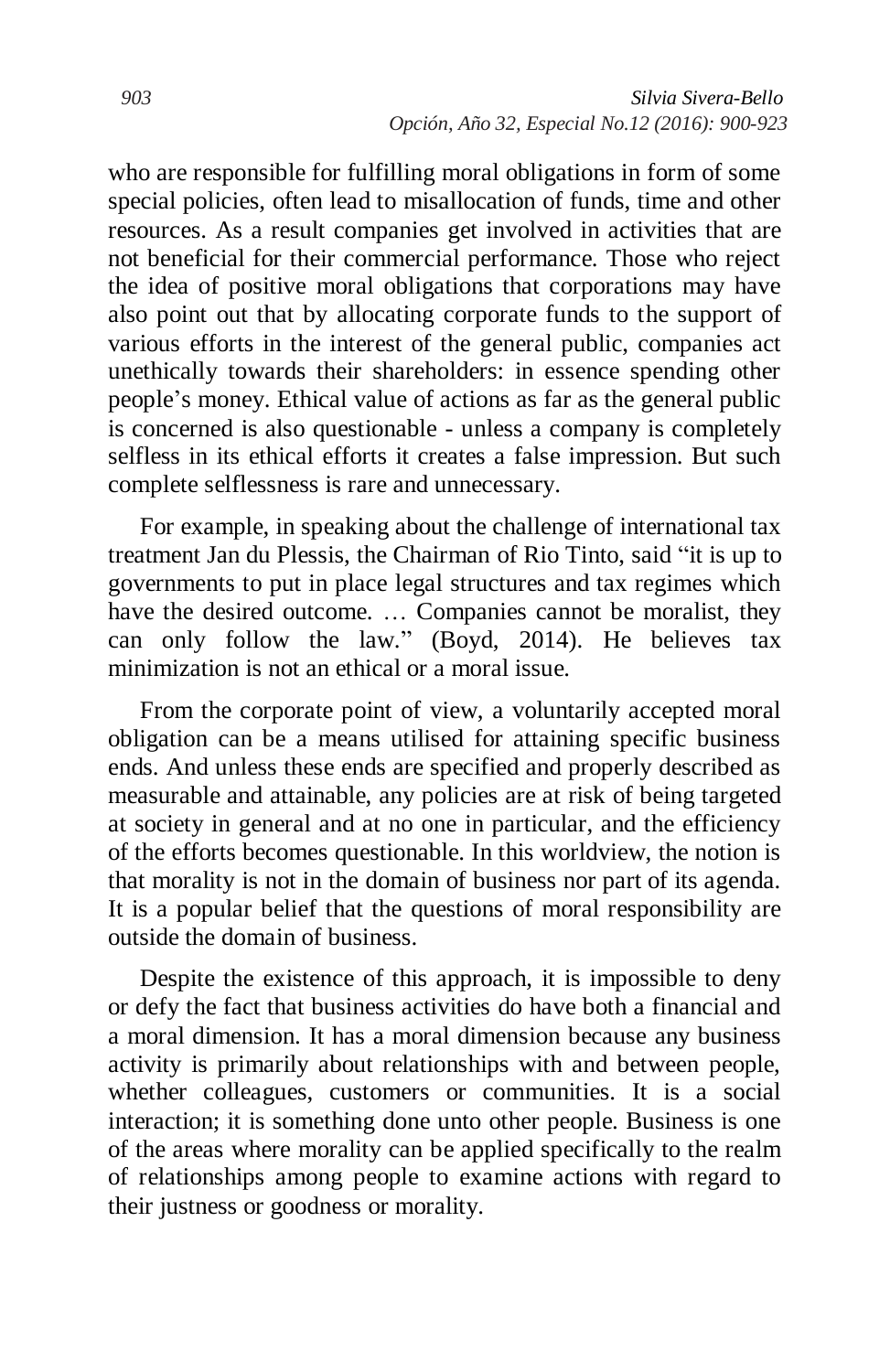who are responsible for fulfilling moral obligations in form of some special policies, often lead to misallocation of funds, time and other resources. As a result companies get involved in activities that are not beneficial for their commercial performance. Those who reject the idea of positive moral obligations that corporations may have also point out that by allocating corporate funds to the support of various efforts in the interest of the general public, companies act unethically towards their shareholders: in essence spending other people's money. Ethical value of actions as far as the general public is concerned is also questionable - unless a company is completely selfless in its ethical efforts it creates a false impression. But such complete selflessness is rare and unnecessary.

For example, in speaking about the challenge of international tax treatment Jan du Plessis, the Chairman of Rio Tinto, said "it is up to governments to put in place legal structures and tax regimes which have the desired outcome. … Companies cannot be moralist, they can only follow the law." (Boyd, 2014). He believes tax minimization is not an ethical or a moral issue.

From the corporate point of view, a voluntarily accepted moral obligation can be a means utilised for attaining specific business ends. And unless these ends are specified and properly described as measurable and attainable, any policies are at risk of being targeted at society in general and at no one in particular, and the efficiency of the efforts becomes questionable. In this worldview, the notion is that morality is not in the domain of business nor part of its agenda. It is a popular belief that the questions of moral responsibility are outside the domain of business.

Despite the existence of this approach, it is impossible to deny or defy the fact that business activities do have both a financial and a moral dimension. It has a moral dimension because any business activity is primarily about relationships with and between people, whether colleagues, customers or communities. It is a social interaction; it is something done unto other people. Business is one of the areas where morality can be applied specifically to the realm of relationships among people to examine actions with regard to their justness or goodness or morality.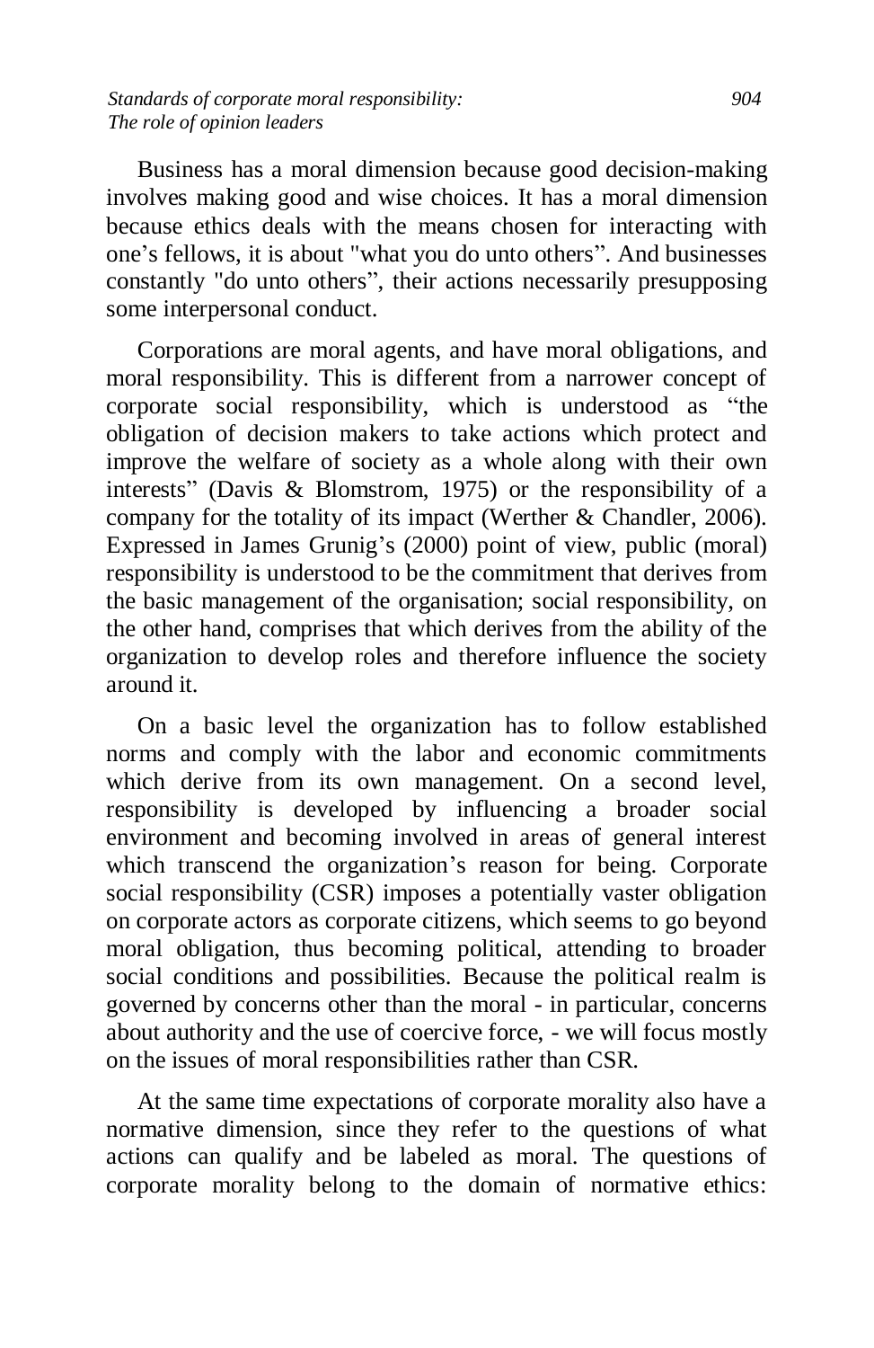Business has a moral dimension because good decision-making involves making good and wise choices. It has a moral dimension because ethics deals with the means chosen for interacting with one's fellows, it is about "what you do unto others". And businesses constantly "do unto others", their actions necessarily presupposing some interpersonal conduct.

Corporations are moral agents, and have moral obligations, and moral responsibility. This is different from a narrower concept of corporate social responsibility, which is understood as "the obligation of decision makers to take actions which protect and improve the welfare of society as a whole along with their own interests" (Davis & Blomstrom, 1975) or the responsibility of a company for the totality of its impact (Werther & Chandler, 2006). Expressed in James Grunig's (2000) point of view, public (moral) responsibility is understood to be the commitment that derives from the basic management of the organisation; social responsibility, on the other hand, comprises that which derives from the ability of the organization to develop roles and therefore influence the society around it.

On a basic level the organization has to follow established norms and comply with the labor and economic commitments which derive from its own management. On a second level, responsibility is developed by influencing a broader social environment and becoming involved in areas of general interest which transcend the organization's reason for being. Corporate social responsibility (CSR) imposes a potentially vaster obligation on corporate actors as corporate citizens, which seems to go beyond moral obligation, thus becoming political, attending to broader social conditions and possibilities. Because the political realm is governed by concerns other than the moral - in particular, concerns about authority and the use of coercive force, - we will focus mostly on the issues of moral responsibilities rather than CSR.

At the same time expectations of corporate morality also have a normative dimension, since they refer to the questions of what actions can qualify and be labeled as moral. The questions of corporate morality belong to the domain of normative ethics: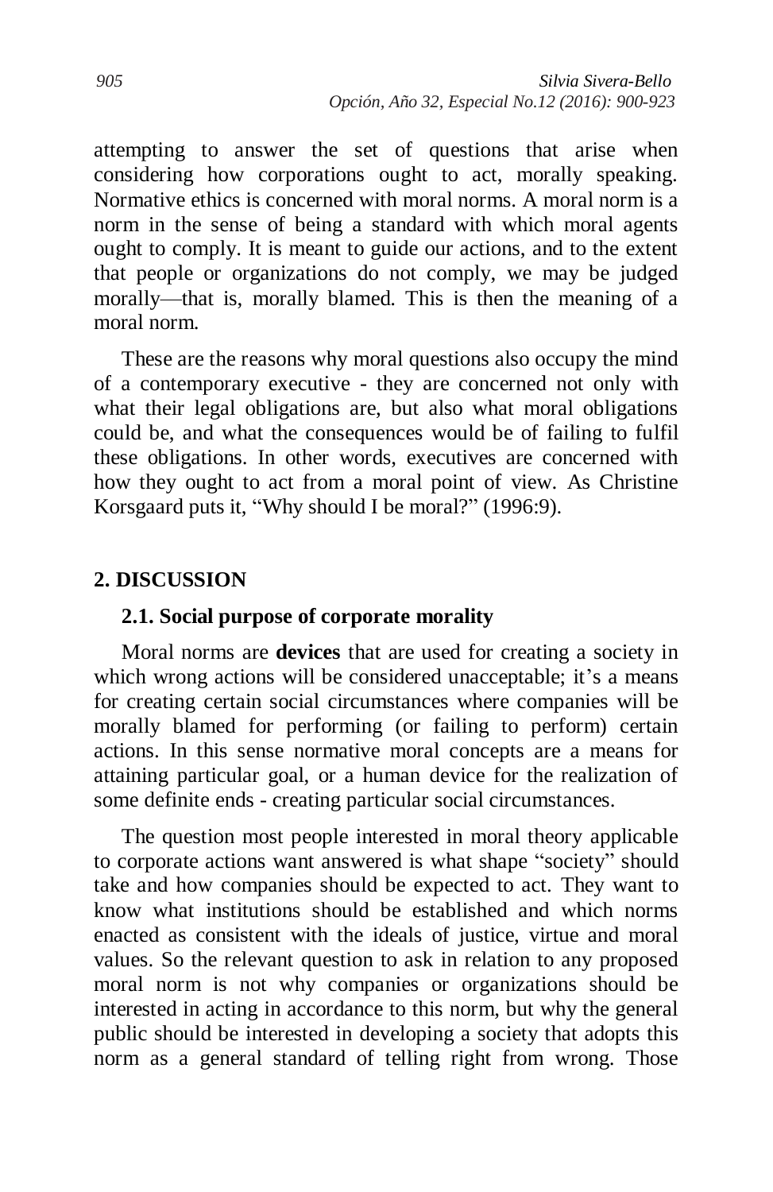attempting to answer the set of questions that arise when considering how corporations ought to act, morally speaking. Normative ethics is concerned with moral norms. A moral norm is a norm in the sense of being a standard with which moral agents ought to comply. It is meant to guide our actions, and to the extent that people or organizations do not comply, we may be judged morally—that is, morally blamed. This is then the meaning of a moral norm.

These are the reasons why moral questions also occupy the mind of a contemporary executive - they are concerned not only with what their legal obligations are, but also what moral obligations could be, and what the consequences would be of failing to fulfil these obligations. In other words, executives are concerned with how they ought to act from a moral point of view. As Christine Korsgaard puts it, "Why should I be moral?" (1996:9).

## 2. DISCUSSION

### 2.1. Social purpose of corporate morality

Moral norms are **devices** that are used for creating a society in which wrong actions will be considered unacceptable; it's a means for creating certain social circumstances where companies will be morally blamed for performing (or failing to perform) certain actions. In this sense normative moral concepts are a means for attaining particular goal, or a human device for the realization of some definite ends - creating particular social circumstances.

The question most people interested in moral theory applicable to corporate actions want answered is what shape "society" should take and how companies should be expected to act. They want to know what institutions should be established and which norms enacted as consistent with the ideals of justice, virtue and moral values. So the relevant question to ask in relation to any proposed moral norm is not why companies or organizations should be interested in acting in accordance to this norm, but why the general public should be interested in developing a society that adopts this norm as a general standard of telling right from wrong. Those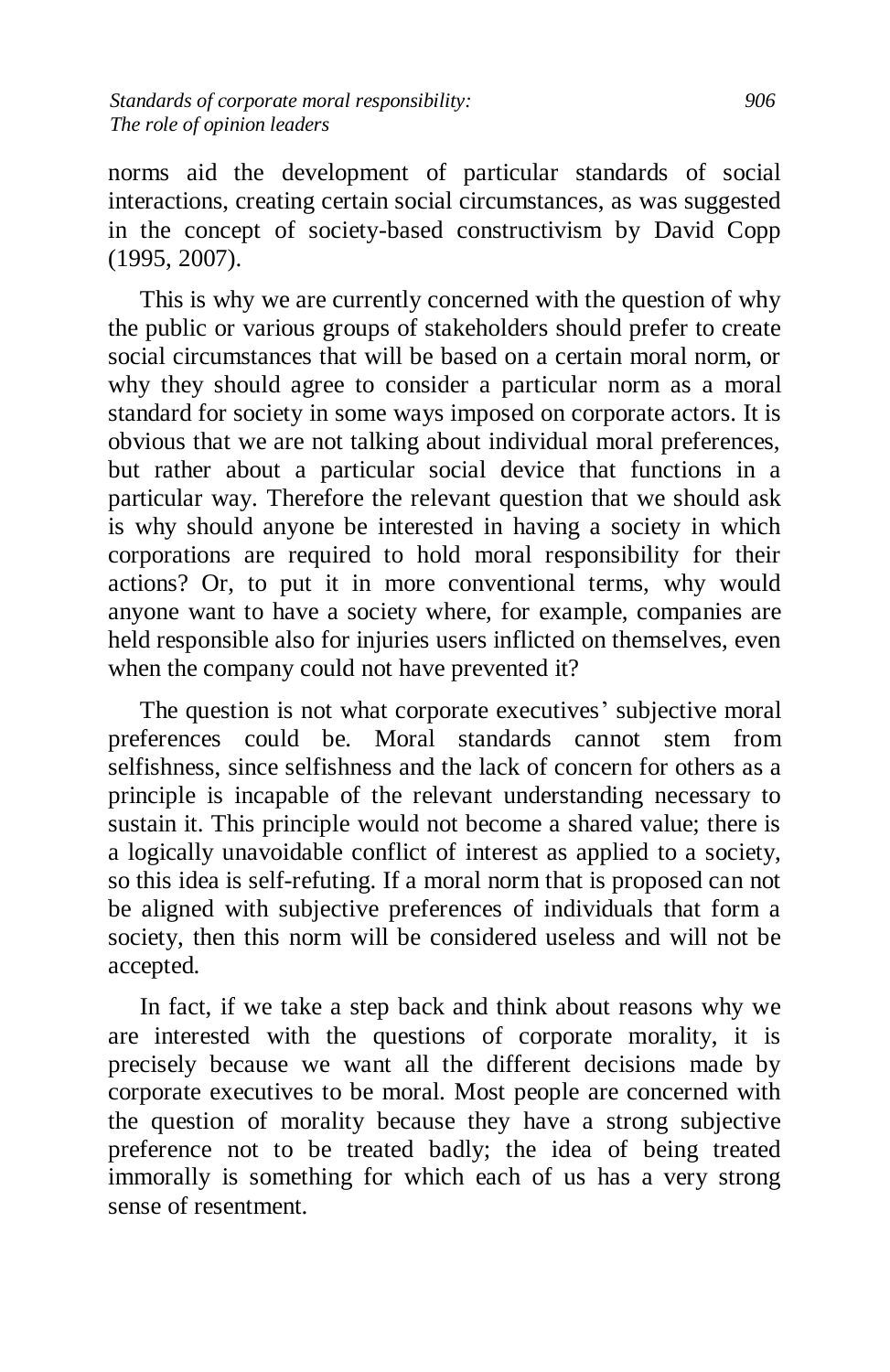norms aid the development of particular standards of social interactions, creating certain social circumstances, as was suggested in the concept of society-based constructivism by David Copp (1995, 2007).

This is why we are currently concerned with the question of why the public or various groups of stakeholders should prefer to create social circumstances that will be based on a certain moral norm, or why they should agree to consider a particular norm as a moral standard for society in some ways imposed on corporate actors. It is obvious that we are not talking about individual moral preferences, but rather about a particular social device that functions in a particular way. Therefore the relevant question that we should ask is why should anyone be interested in having a society in which corporations are required to hold moral responsibility for their actions? Or, to put it in more conventional terms, why would anyone want to have a society where, for example, companies are held responsible also for injuries users inflicted on themselves, even when the company could not have prevented it?

The question is not what corporate executives' subjective moral preferences could be. Moral standards cannot stem from selfishness, since selfishness and the lack of concern for others as a principle is incapable of the relevant understanding necessary to sustain it. This principle would not become a shared value; there is a logically unavoidable conflict of interest as applied to a society, so this idea is self-refuting. If a moral norm that is proposed can not be aligned with subjective preferences of individuals that form a society, then this norm will be considered useless and will not be accepted.

In fact, if we take a step back and think about reasons why we are interested with the questions of corporate morality, it is precisely because we want all the different decisions made by corporate executives to be moral. Most people are concerned with the question of morality because they have a strong subjective preference not to be treated badly; the idea of being treated immorally is something for which each of us has a very strong sense of resentment.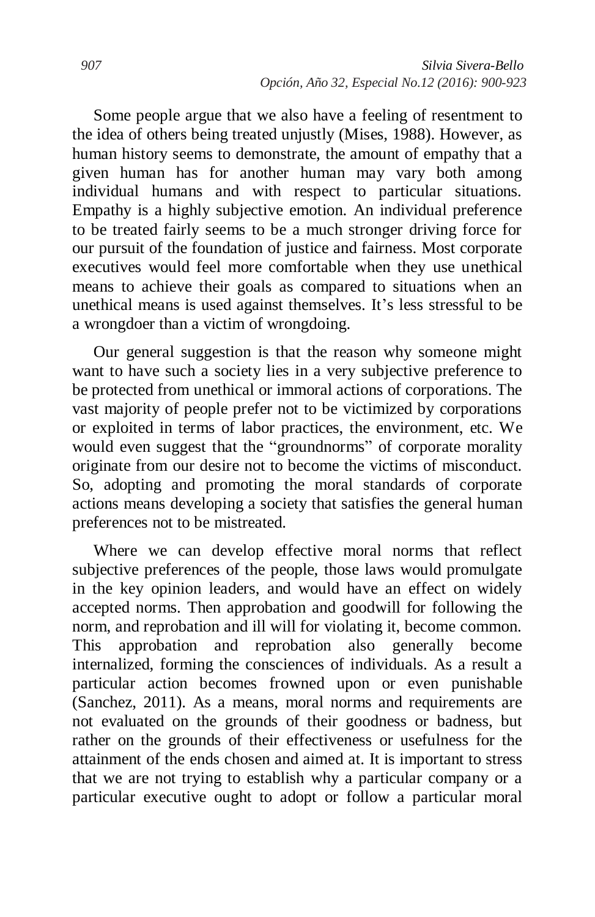Some people argue that we also have a feeling of resentment to the idea of others being treated unjustly (Mises, 1988). However, as human history seems to demonstrate, the amount of empathy that a given human has for another human may vary both among individual humans and with respect to particular situations. Empathy is a highly subjective emotion. An individual preference to be treated fairly seems to be a much stronger driving force for our pursuit of the foundation of justice and fairness. Most corporate executives would feel more comfortable when they use unethical means to achieve their goals as compared to situations when an unethical means is used against themselves. It's less stressful to be a wrongdoer than a victim of wrongdoing.

Our general suggestion is that the reason why someone might want to have such a society lies in a very subjective preference to be protected from unethical or immoral actions of corporations. The vast majority of people prefer not to be victimized by corporations or exploited in terms of labor practices, the environment, etc. We would even suggest that the "groundnorms" of corporate morality originate from our desire not to become the victims of misconduct. So, adopting and promoting the moral standards of corporate actions means developing a society that satisfies the general human preferences not to be mistreated.

Where we can develop effective moral norms that reflect subjective preferences of the people, those laws would promulgate in the key opinion leaders, and would have an effect on widely accepted norms. Then approbation and goodwill for following the norm, and reprobation and ill will for violating it, become common. This approbation and reprobation also generally become internalized, forming the consciences of individuals. As a result a particular action becomes frowned upon or even punishable (Sanchez, 2011). As a means, moral norms and requirements are not evaluated on the grounds of their goodness or badness, but rather on the grounds of their effectiveness or usefulness for the attainment of the ends chosen and aimed at. It is important to stress that we are not trying to establish why a particular company or a particular executive ought to adopt or follow a particular moral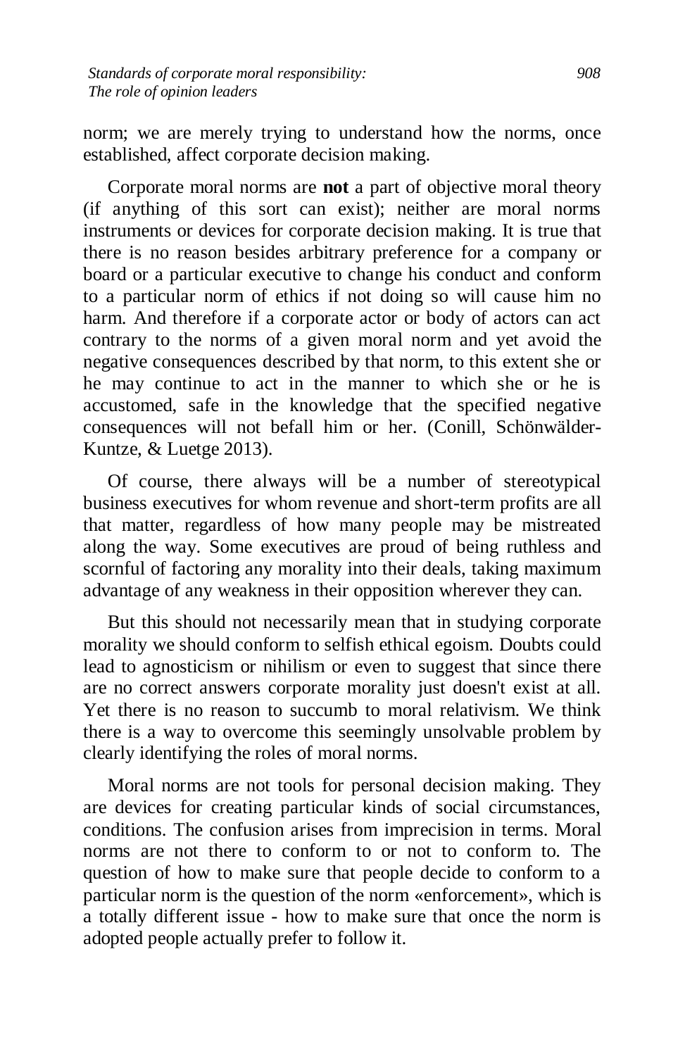norm; we are merely trying to understand how the norms, once established, affect corporate decision making.

Corporate moral norms are **not** a part of objective moral theory (if anything of this sort can exist); neither are moral norms instruments or devices for corporate decision making. It is true that there is no reason besides arbitrary preference for a company or board or a particular executive to change his conduct and conform to a particular norm of ethics if not doing so will cause him no harm. And therefore if a corporate actor or body of actors can act contrary to the norms of a given moral norm and yet avoid the negative consequences described by that norm, to this extent she or he may continue to act in the manner to which she or he is accustomed, safe in the knowledge that the specified negative consequences will not befall him or her. (Conill, Schönwälder-Kuntze, & Luetge 2013).

Of course, there always will be a number of stereotypical business executives for whom revenue and short-term profits are all that matter, regardless of how many people may be mistreated along the way. Some executives are proud of being ruthless and scornful of factoring any morality into their deals, taking maximum advantage of any weakness in their opposition wherever they can.

But this should not necessarily mean that in studying corporate morality we should conform to selfish ethical egoism. Doubts could lead to agnosticism or nihilism or even to suggest that since there are no correct answers corporate morality just doesn't exist at all. Yet there is no reason to succumb to moral relativism. We think there is a way to overcome this seemingly unsolvable problem by clearly identifying the roles of moral norms.

Moral norms are not tools for personal decision making. They are devices for creating particular kinds of social circumstances, conditions. The confusion arises from imprecision in terms. Moral norms are not there to conform to or not to conform to. The question of how to make sure that people decide to conform to a particular norm is the question of the norm «enforcement», which is a totally different issue - how to make sure that once the norm is adopted people actually prefer to follow it.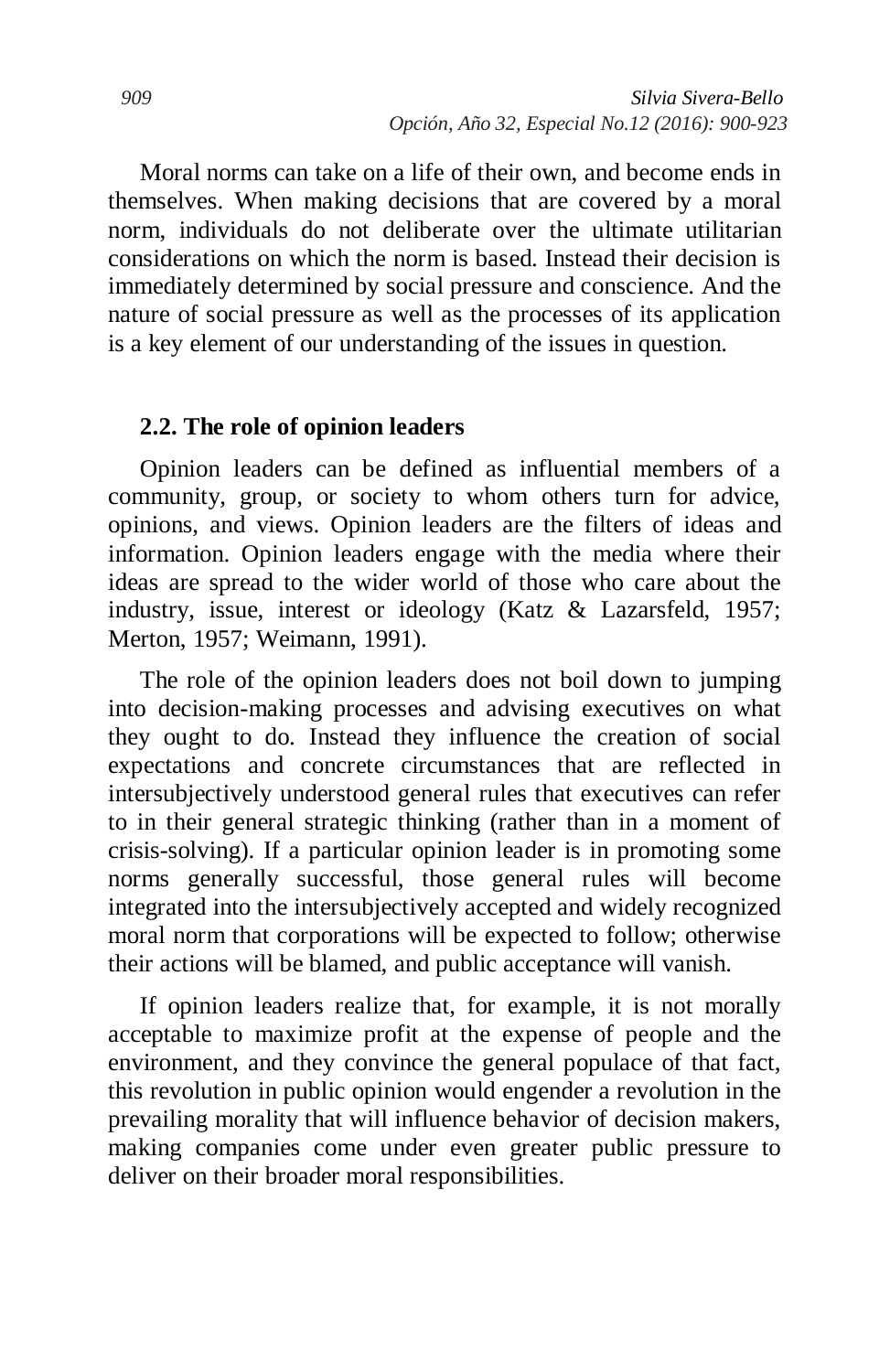Moral norms can take on a life of their own, and become ends in themselves. When making decisions that are covered by a moral norm, individuals do not deliberate over the ultimate utilitarian considerations on which the norm is based. Instead their decision is immediately determined by social pressure and conscience. And the nature of social pressure as well as the processes of its application is a key element of our understanding of the issues in question.

### 2.2. The role of opinion leaders

Opinion leaders can be defined as influential members of a community, group, or society to whom others turn for advice, opinions, and views. Opinion leaders are the filters of ideas and information. Opinion leaders engage with the media where their ideas are spread to the wider world of those who care about the industry, issue, interest or ideology (Katz & Lazarsfeld, 1957; Merton, 1957; Weimann, 1991).

The role of the opinion leaders does not boil down to jumping into decision-making processes and advising executives on what they ought to do. Instead they influence the creation of social expectations and concrete circumstances that are reflected in intersubjectively understood general rules that executives can refer to in their general strategic thinking (rather than in a moment of crisis-solving). If a particular opinion leader is in promoting some norms generally successful, those general rules will become integrated into the intersubjectively accepted and widely recognized moral norm that corporations will be expected to follow; otherwise their actions will be blamed, and public acceptance will vanish.

If opinion leaders realize that, for example, it is not morally acceptable to maximize profit at the expense of people and the environment, and they convince the general populace of that fact, this revolution in public opinion would engender a revolution in the prevailing morality that will influence behavior of decision makers, making companies come under even greater public pressure to deliver on their broader moral responsibilities.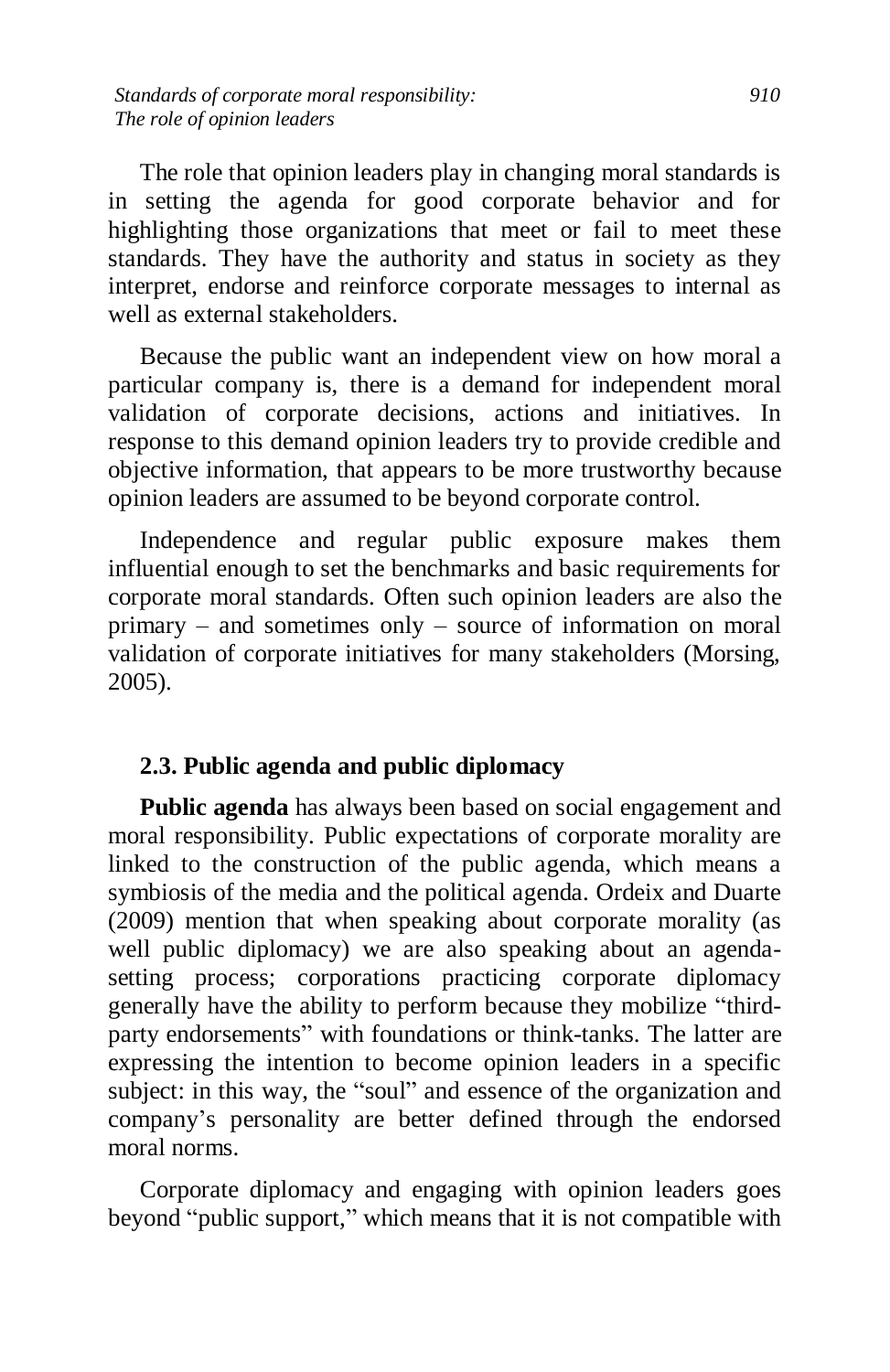The role that opinion leaders play in changing moral standards is in setting the agenda for good corporate behavior and for highlighting those organizations that meet or fail to meet these standards. They have the authority and status in society as they interpret, endorse and reinforce corporate messages to internal as well as external stakeholders.

Because the public want an independent view on how moral a particular company is, there is a demand for independent moral validation of corporate decisions, actions and initiatives. In response to this demand opinion leaders try to provide credible and objective information, that appears to be more trustworthy because opinion leaders are assumed to be beyond corporate control.

Independence and regular public exposure makes them influential enough to set the benchmarks and basic requirements for corporate moral standards. Often such opinion leaders are also the primary – and sometimes only – source of information on moral validation of corporate initiatives for many stakeholders (Morsing, 2005).

### 2.3. Public agenda and public diplomacy

**Public agenda** has always been based on social engagement and moral responsibility. Public expectations of corporate morality are linked to the construction of the public agenda, which means a symbiosis of the media and the political agenda. Ordeix and Duarte (2009) mention that when speaking about corporate morality (as well public diplomacy) we are also speaking about an agenda-setting process; corporations practicing corporate diplomacy generally have the ability to perform because they mobilize "third-party endorsements" with foundations or think-tanks. The latter are expressing the intention to become opinion leaders in a specific subject: in this way, the "soul" and essence of the organization and company's personality are better defined through the endorsed moral norms.

Corporate diplomacy and engaging with opinion leaders goes beyond "public support," which means that it is not compatible with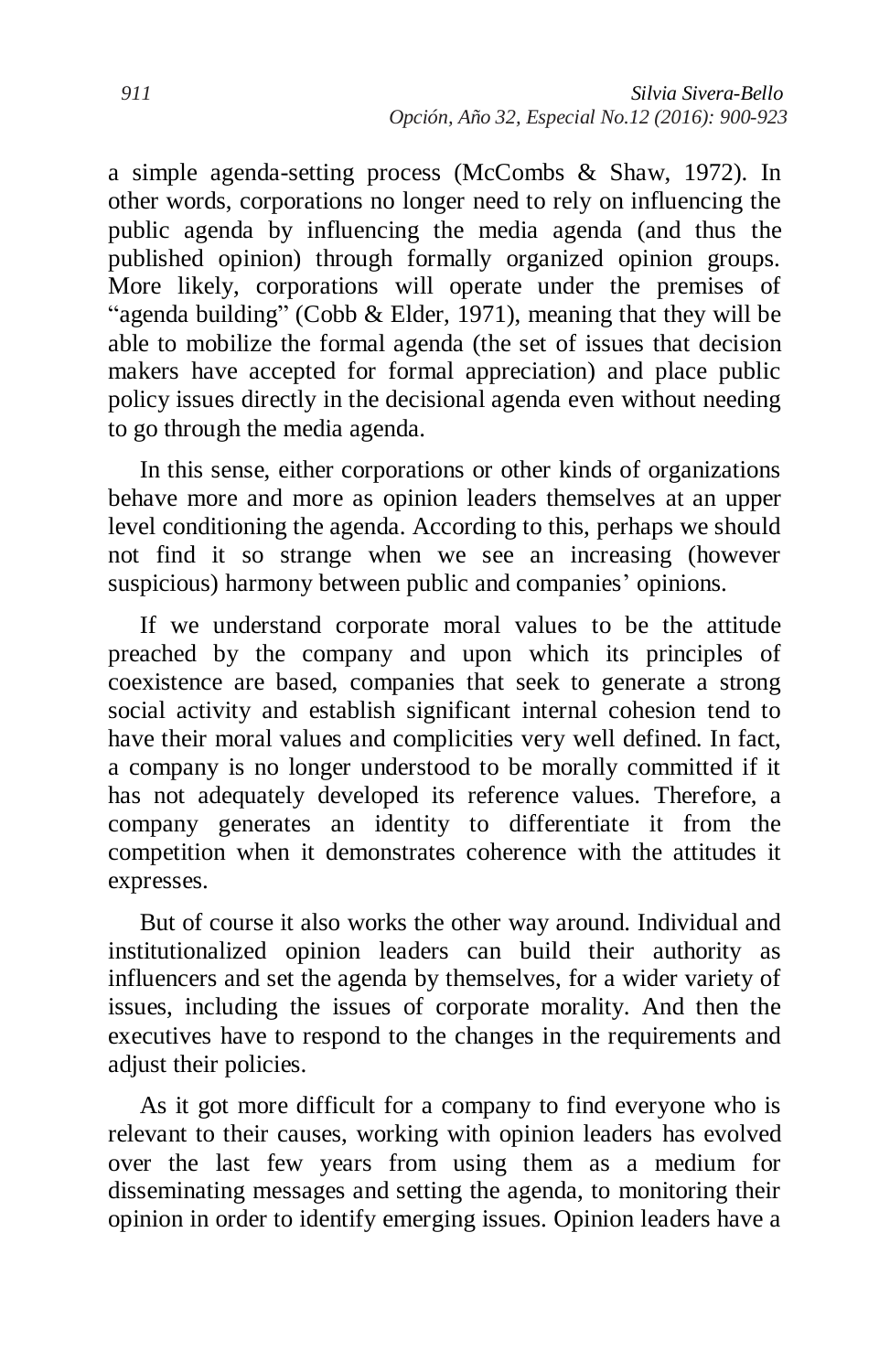a simple agenda-setting process (McCombs & Shaw, 1972). In other words, corporations no longer need to rely on influencing the public agenda by influencing the media agenda (and thus the published opinion) through formally organized opinion groups. More likely, corporations will operate under the premises of "agenda building" (Cobb & Elder, 1971), meaning that they will be able to mobilize the formal agenda (the set of issues that decision makers have accepted for formal appreciation) and place public policy issues directly in the decisional agenda even without needing to go through the media agenda.

In this sense, either corporations or other kinds of organizations behave more and more as opinion leaders themselves at an upper level conditioning the agenda. According to this, perhaps we should not find it so strange when we see an increasing (however suspicious) harmony between public and companies' opinions.

If we understand corporate moral values to be the attitude preached by the company and upon which its principles of coexistence are based, companies that seek to generate a strong social activity and establish significant internal cohesion tend to have their moral values and complicities very well defined. In fact, a company is no longer understood to be morally committed if it has not adequately developed its reference values. Therefore, a company generates an identity to differentiate it from the competition when it demonstrates coherence with the attitudes it expresses.

But of course it also works the other way around. Individual and institutionalized opinion leaders can build their authority as influencers and set the agenda by themselves, for a wider variety of issues, including the issues of corporate morality. And then the executives have to respond to the changes in the requirements and adjust their policies.

As it got more difficult for a company to find everyone who is relevant to their causes, working with opinion leaders has evolved over the last few years from using them as a medium for disseminating messages and setting the agenda, to monitoring their opinion in order to identify emerging issues. Opinion leaders have a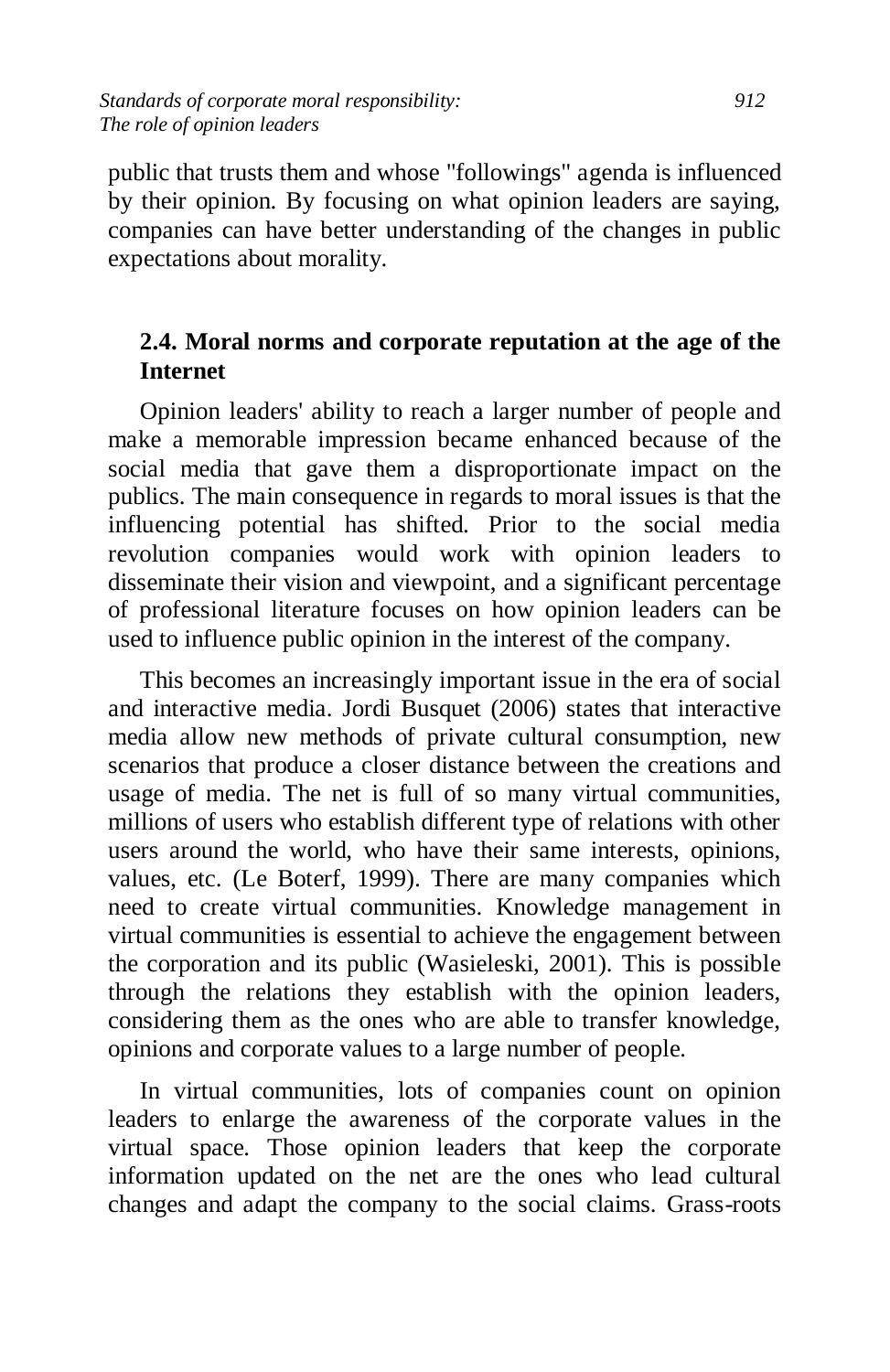public that trusts them and whose "followings" agenda is influenced by their opinion. By focusing on what opinion leaders are saying, companies can have better understanding of the changes in public expectations about morality.

### 2.4. Moral norms and corporate reputation at the age of the Internet

Opinion leaders' ability to reach a larger number of people and make a memorable impression became enhanced because of the social media that gave them a disproportionate impact on the publics. The main consequence in regards to moral issues is that the influencing potential has shifted. Prior to the social media revolution companies would work with opinion leaders to disseminate their vision and viewpoint, and a significant percentage of professional literature focuses on how opinion leaders can be used to influence public opinion in the interest of the company.

This becomes an increasingly important issue in the era of social and interactive media. Jordi Busquet (2006) states that interactive media allow new methods of private cultural consumption, new scenarios that produce a closer distance between the creations and usage of media. The net is full of so many virtual communities, millions of users who establish different type of relations with other users around the world, who have their same interests, opinions, values, etc. (Le Boterf, 1999). There are many companies which need to create virtual communities. Knowledge management in virtual communities is essential to achieve the engagement between the corporation and its public (Wasieleski, 2001). This is possible through the relations they establish with the opinion leaders, considering them as the ones who are able to transfer knowledge, opinions and corporate values to a large number of people.

In virtual communities, lots of companies count on opinion leaders to enlarge the awareness of the corporate values in the virtual space. Those opinion leaders that keep the corporate information updated on the net are the ones who lead cultural changes and adapt the company to the social claims. Grass-roots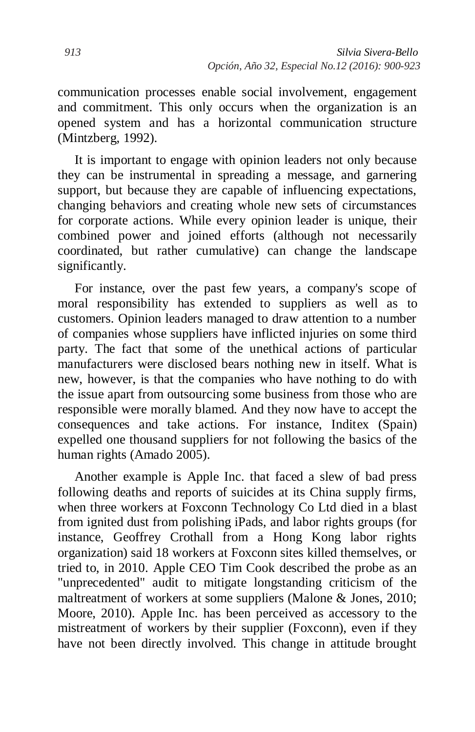communication processes enable social involvement, engagement and commitment. This only occurs when the organization is an opened system and has a horizontal communication structure (Mintzberg, 1992).

It is important to engage with opinion leaders not only because they can be instrumental in spreading a message, and garnering support, but because they are capable of influencing expectations, changing behaviors and creating whole new sets of circumstances for corporate actions. While every opinion leader is unique, their combined power and joined efforts (although not necessarily coordinated, but rather cumulative) can change the landscape significantly.

For instance, over the past few years, a company's scope of moral responsibility has extended to suppliers as well as to customers. Opinion leaders managed to draw attention to a number of companies whose suppliers have inflicted injuries on some third party. The fact that some of the unethical actions of particular manufacturers were disclosed bears nothing new in itself. What is new, however, is that the companies who have nothing to do with the issue apart from outsourcing some business from those who are responsible were morally blamed. And they now have to accept the consequences and take actions. For instance, Inditex (Spain) expelled one thousand suppliers for not following the basics of the human rights (Amado 2005).

Another example is Apple Inc. that faced a slew of bad press following deaths and reports of suicides at its China supply firms, when three workers at Foxconn Technology Co Ltd died in a blast from ignited dust from polishing iPads, and labor rights groups (for instance, Geoffrey Crothall from a Hong Kong labor rights organization) said 18 workers at Foxconn sites killed themselves, or tried to, in 2010. Apple CEO Tim Cook described the probe as an "unprecedented" audit to mitigate longstanding criticism of the maltreatment of workers at some suppliers (Malone & Jones, 2010; Moore, 2010). Apple Inc. has been perceived as accessory to the mistreatment of workers by their supplier (Foxconn), even if they have not been directly involved. This change in attitude brought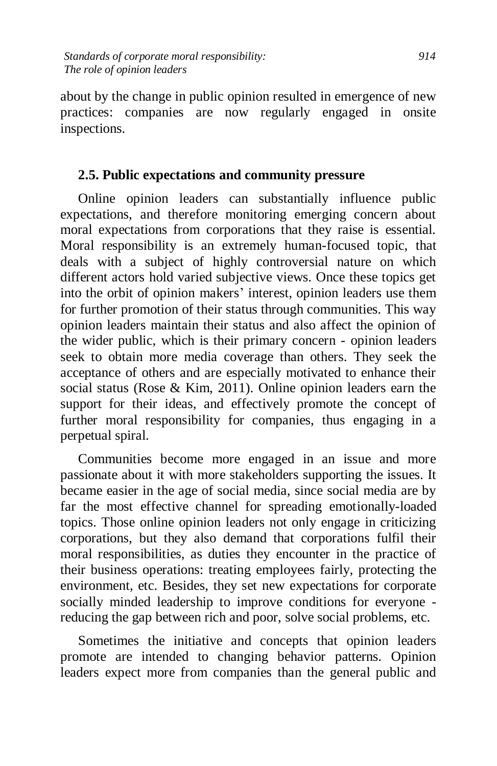about by the change in public opinion resulted in emergence of new practices: companies are now regularly engaged in onsite inspections.

### 2.5. Public expectations and community pressure

Online opinion leaders can substantially influence public expectations, and therefore monitoring emerging concern about moral expectations from corporations that they raise is essential. Moral responsibility is an extremely human-focused topic, that deals with a subject of highly controversial nature on which different actors hold varied subjective views. Once these topics get into the orbit of opinion makers' interest, opinion leaders use them for further promotion of their status through communities. This way opinion leaders maintain their status and also affect the opinion of the wider public, which is their primary concern - opinion leaders seek to obtain more media coverage than others. They seek the acceptance of others and are especially motivated to enhance their social status (Rose & Kim, 2011). Online opinion leaders earn the support for their ideas, and effectively promote the concept of further moral responsibility for companies, thus engaging in a perpetual spiral.

Communities become more engaged in an issue and more passionate about it with more stakeholders supporting the issues. It became easier in the age of social media, since social media are by far the most effective channel for spreading emotionally-loaded topics. Those online opinion leaders not only engage in criticizing corporations, but they also demand that corporations fulfil their moral responsibilities, as duties they encounter in the practice of their business operations: treating employees fairly, protecting the environment, etc. Besides, they set new expectations for corporate socially minded leadership to improve conditions for everyone - reducing the gap between rich and poor, solve social problems, etc.

Sometimes the initiative and concepts that opinion leaders promote are intended to changing behavior patterns. Opinion leaders expect more from companies than the general public and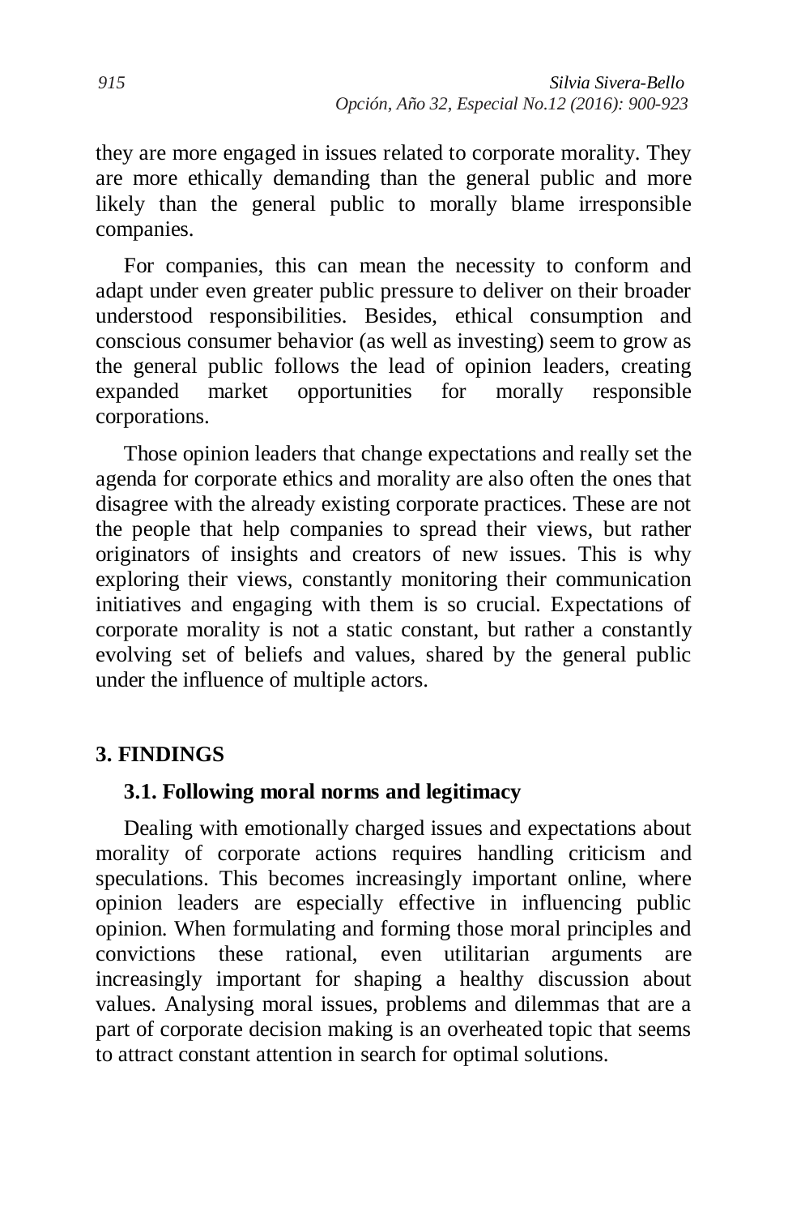they are more engaged in issues related to corporate morality. They are more ethically demanding than the general public and more likely than the general public to morally blame irresponsible companies.

For companies, this can mean the necessity to conform and adapt under even greater public pressure to deliver on their broader understood responsibilities. Besides, ethical consumption and conscious consumer behavior (as well as investing) seem to grow as the general public follows the lead of opinion leaders, creating expanded market opportunities for morally responsible corporations.

Those opinion leaders that change expectations and really set the agenda for corporate ethics and morality are also often the ones that disagree with the already existing corporate practices. These are not the people that help companies to spread their views, but rather originators of insights and creators of new issues. This is why exploring their views, constantly monitoring their communication initiatives and engaging with them is so crucial. Expectations of corporate morality is not a static constant, but rather a constantly evolving set of beliefs and values, shared by the general public under the influence of multiple actors.

## 3. FINDINGS

### 3.1. Following moral norms and legitimacy

Dealing with emotionally charged issues and expectations about morality of corporate actions requires handling criticism and speculations. This becomes increasingly important online, where opinion leaders are especially effective in influencing public opinion. When formulating and forming those moral principles and convictions these rational, even utilitarian arguments are increasingly important for shaping a healthy discussion about values. Analysing moral issues, problems and dilemmas that are a part of corporate decision making is an overheated topic that seems to attract constant attention in search for optimal solutions.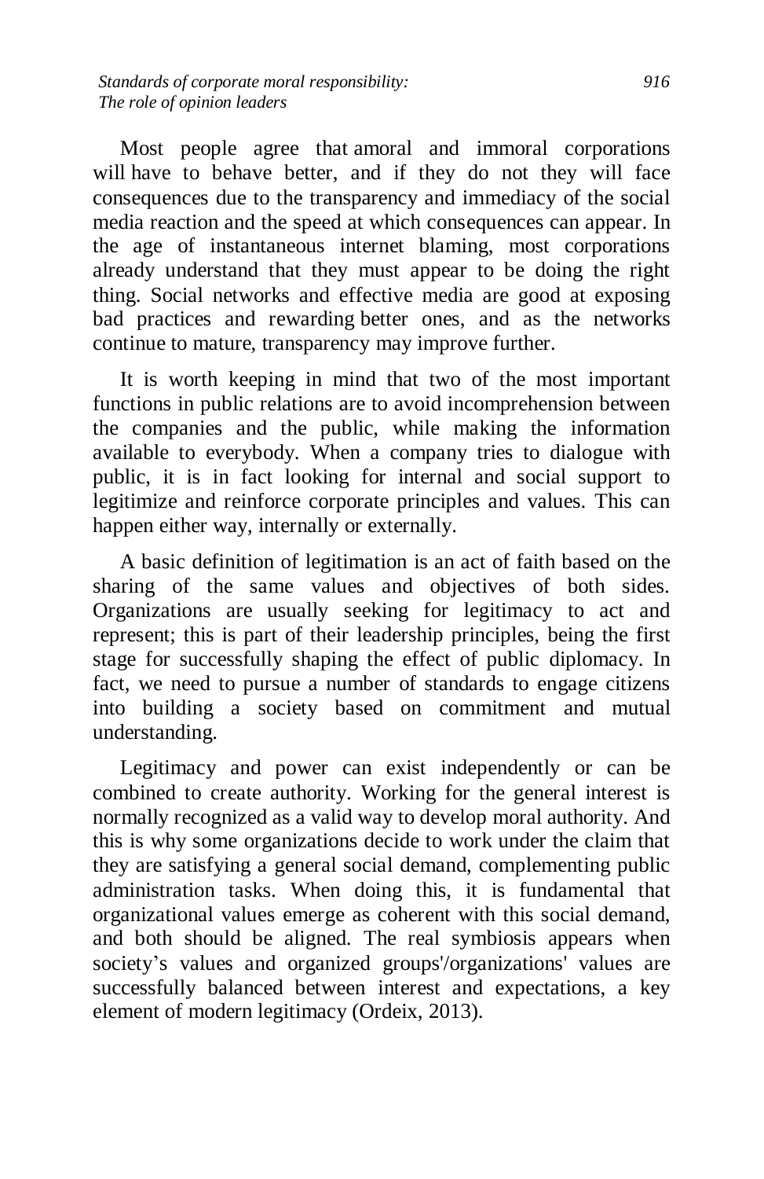Most people agree that amoral and immoral corporations will have to behave better, and if they do not they will face consequences due to the transparency and immediacy of the social media reaction and the speed at which consequences can appear. In the age of instantaneous internet blaming, most corporations already understand that they must appear to be doing the right thing. Social networks and effective media are good at exposing bad practices and rewarding better ones, and as the networks continue to mature, transparency may improve further.

It is worth keeping in mind that two of the most important functions in public relations are to avoid incomprehension between the companies and the public, while making the information available to everybody. When a company tries to dialogue with public, it is in fact looking for internal and social support to legitimize and reinforce corporate principles and values. This can happen either way, internally or externally.

A basic definition of legitimation is an act of faith based on the sharing of the same values and objectives of both sides. Organizations are usually seeking for legitimacy to act and represent; this is part of their leadership principles, being the first stage for successfully shaping the effect of public diplomacy. In fact, we need to pursue a number of standards to engage citizens into building a society based on commitment and mutual understanding.

Legitimacy and power can exist independently or can be combined to create authority. Working for the general interest is normally recognized as a valid way to develop moral authority. And this is why some organizations decide to work under the claim that they are satisfying a general social demand, complementing public administration tasks. When doing this, it is fundamental that organizational values emerge as coherent with this social demand, and both should be aligned. The real symbiosis appears when society's values and organized groups'/organizations' values are successfully balanced between interest and expectations, a key element of modern legitimacy (Ordeix, 2013).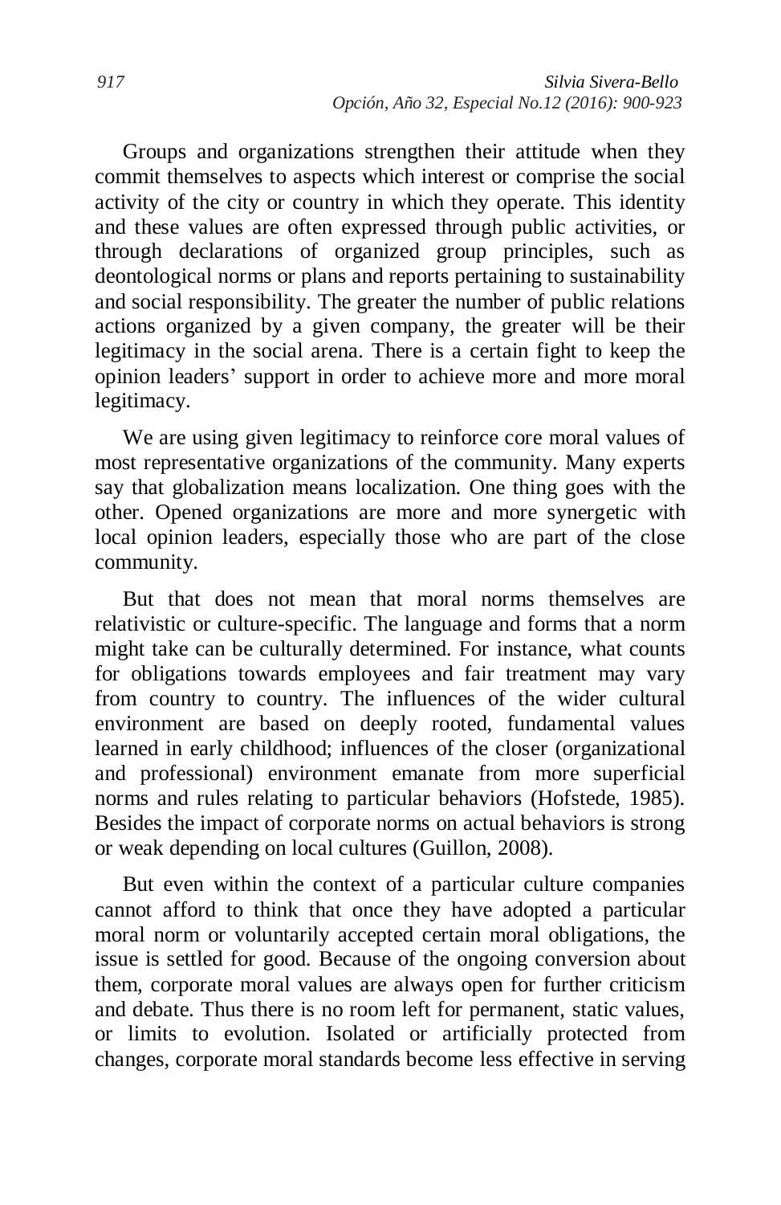Groups and organizations strengthen their attitude when they commit themselves to aspects which interest or comprise the social activity of the city or country in which they operate. This identity and these values are often expressed through public activities, or through declarations of organized group principles, such as deontological norms or plans and reports pertaining to sustainability and social responsibility. The greater the number of public relations actions organized by a given company, the greater will be their legitimacy in the social arena. There is a certain fight to keep the opinion leaders' support in order to achieve more and more moral legitimacy.

We are using given legitimacy to reinforce core moral values of most representative organizations of the community. Many experts say that globalization means localization. One thing goes with the other. Opened organizations are more and more synergetic with local opinion leaders, especially those who are part of the close community.

But that does not mean that moral norms themselves are relativistic or culture-specific. The language and forms that a norm might take can be culturally determined. For instance, what counts for obligations towards employees and fair treatment may vary from country to country. The influences of the wider cultural environment are based on deeply rooted, fundamental values learned in early childhood; influences of the closer (organizational and professional) environment emanate from more superficial norms and rules relating to particular behaviors (Hofstede, 1985). Besides the impact of corporate norms on actual behaviors is strong or weak depending on local cultures (Guillon, 2008).

But even within the context of a particular culture companies cannot afford to think that once they have adopted a particular moral norm or voluntarily accepted certain moral obligations, the issue is settled for good. Because of the ongoing conversion about them, corporate moral values are always open for further criticism and debate. Thus there is no room left for permanent, static values, or limits to evolution. Isolated or artificially protected from changes, corporate moral standards become less effective in serving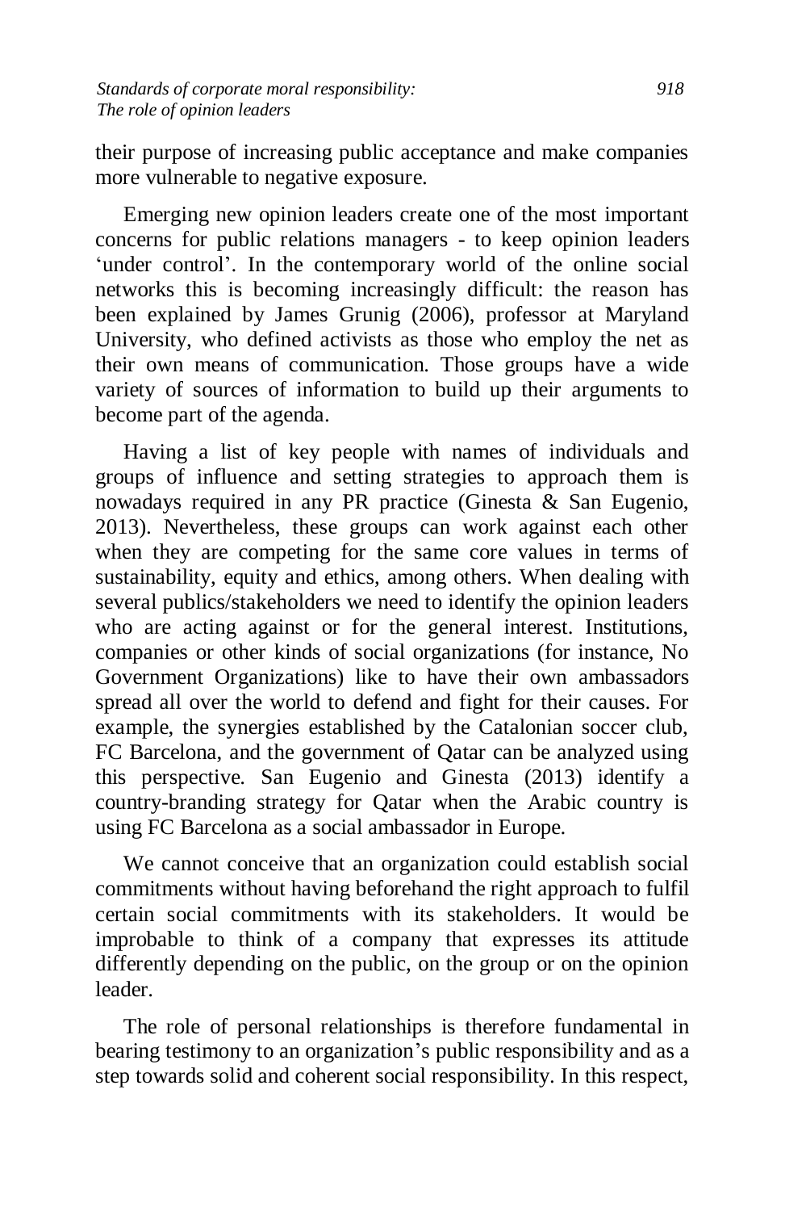their purpose of increasing public acceptance and make companies more vulnerable to negative exposure.

Emerging new opinion leaders create one of the most important concerns for public relations managers - to keep opinion leaders 'under control'. In the contemporary world of the online social networks this is becoming increasingly difficult: the reason has been explained by James Grunig (2006), professor at Maryland University, who defined activists as those who employ the net as their own means of communication. Those groups have a wide variety of sources of information to build up their arguments to become part of the agenda.

Having a list of key people with names of individuals and groups of influence and setting strategies to approach them is nowadays required in any PR practice (Ginesta & San Eugenio, 2013). Nevertheless, these groups can work against each other when they are competing for the same core values in terms of sustainability, equity and ethics, among others. When dealing with several publics/stakeholders we need to identify the opinion leaders who are acting against or for the general interest. Institutions, companies or other kinds of social organizations (for instance, No Government Organizations) like to have their own ambassadors spread all over the world to defend and fight for their causes. For example, the synergies established by the Catalonian soccer club, FC Barcelona, and the government of Qatar can be analyzed using this perspective. San Eugenio and Ginesta (2013) identify a country-branding strategy for Qatar when the Arabic country is using FC Barcelona as a social ambassador in Europe.

We cannot conceive that an organization could establish social commitments without having beforehand the right approach to fulfil certain social commitments with its stakeholders. It would be improbable to think of a company that expresses its attitude differently depending on the public, on the group or on the opinion leader.

The role of personal relationships is therefore fundamental in bearing testimony to an organization's public responsibility and as a step towards solid and coherent social responsibility. In this respect,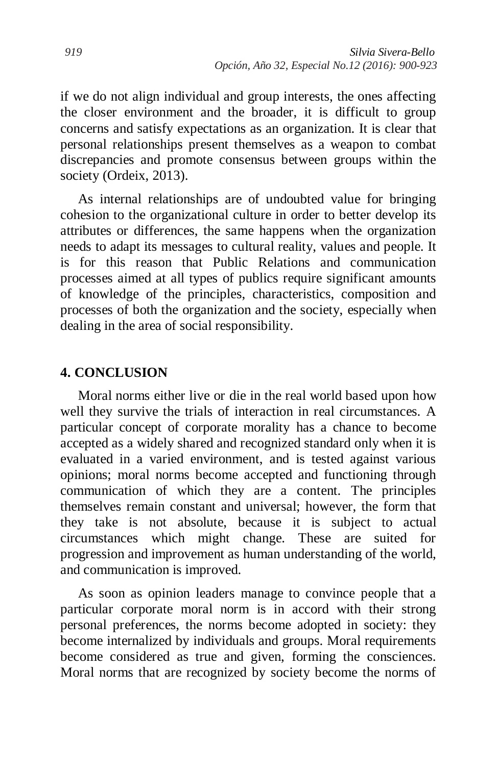if we do not align individual and group interests, the ones affecting the closer environment and the broader, it is difficult to group concerns and satisfy expectations as an organization. It is clear that personal relationships present themselves as a weapon to combat discrepancies and promote consensus between groups within the society (Ordeix, 2013).

As internal relationships are of undoubted value for bringing cohesion to the organizational culture in order to better develop its attributes or differences, the same happens when the organization needs to adapt its messages to cultural reality, values and people. It is for this reason that Public Relations and communication processes aimed at all types of publics require significant amounts of knowledge of the principles, characteristics, composition and processes of both the organization and the society, especially when dealing in the area of social responsibility.

## 4. CONCLUSION

Moral norms either live or die in the real world based upon how well they survive the trials of interaction in real circumstances. A particular concept of corporate morality has a chance to become accepted as a widely shared and recognized standard only when it is evaluated in a varied environment, and is tested against various opinions; moral norms become accepted and functioning through communication of which they are a content. The principles themselves remain constant and universal; however, the form that they take is not absolute, because it is subject to actual circumstances which might change. These are suited for progression and improvement as human understanding of the world, and communication is improved.

As soon as opinion leaders manage to convince people that a particular corporate moral norm is in accord with their strong personal preferences, the norms become adopted in society: they become internalized by individuals and groups. Moral requirements become considered as true and given, forming the consciences. Moral norms that are recognized by society become the norms of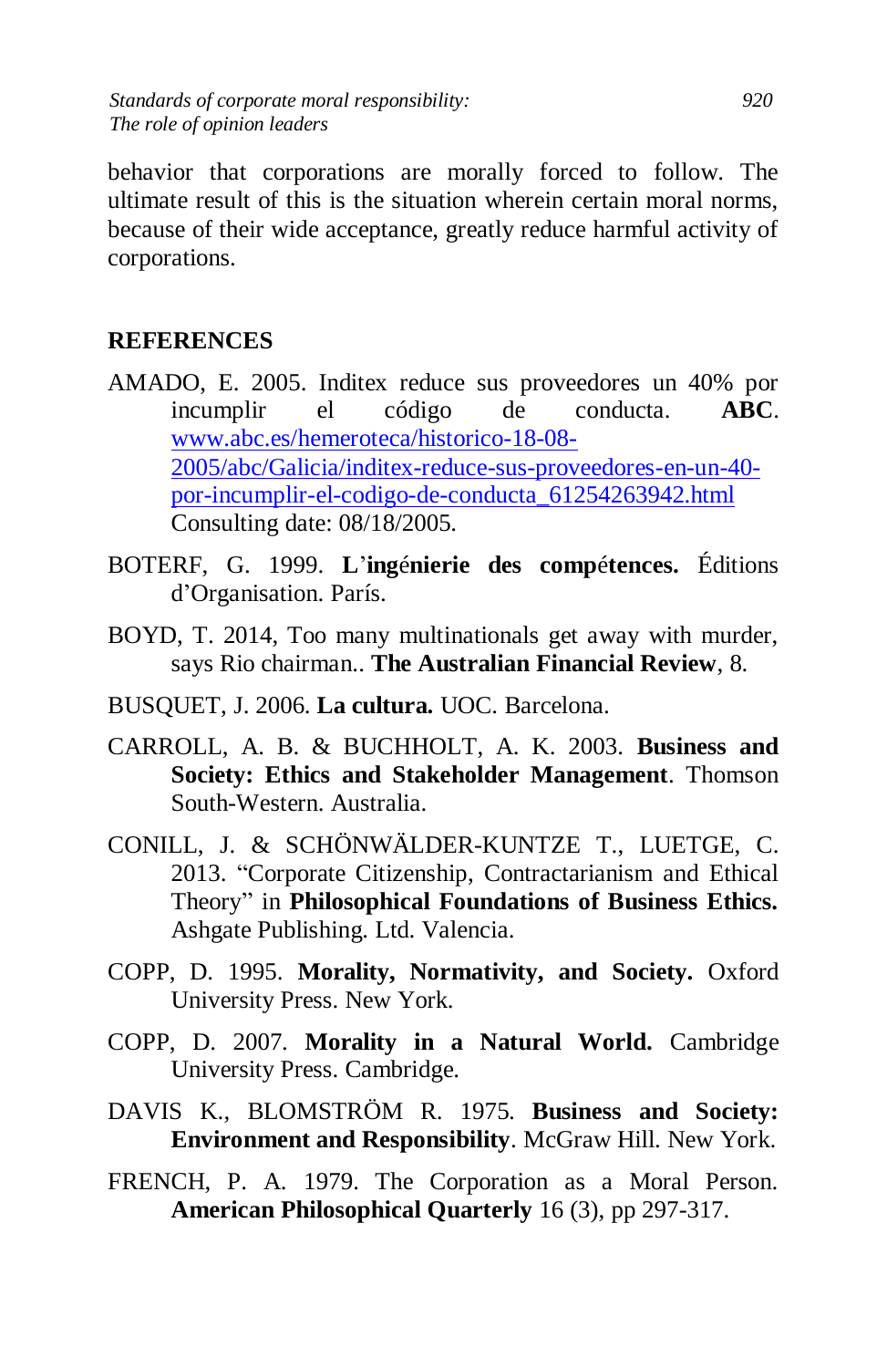behavior that corporations are morally forced to follow. The ultimate result of this is the situation wherein certain moral norms, because of their wide acceptance, greatly reduce harmful activity of corporations.

## REFERENCES

AMADO, E. 2005. Inditex reduce sus proveedores un 40% por incumplir el código de conducta. **ABC**. www.abc.es/hemeroteca/historico-18-08-2005/abc/Galicia/inditex-reduce-sus-proveedores-en-un-40-por-incumplir-el-codigo-de-conducta_61254263942.html Consulting date: 08/18/2005.

BOTERF, G. 1999. **L'ingénierie des compétences.** Éditions d'Organisation. París.

BOYD, T. 2014, Too many multinationals get away with murder, says Rio chairman.. **The Australian Financial Review**, 8.

BUSQUET, J. 2006. **La cultura.** UOC. Barcelona.

CARROLL, A. B. & BUCHHOLT, A. K. 2003. **Business and Society: Ethics and Stakeholder Management**. Thomson South-Western. Australia.

CONILL, J. & SCHÖNWÄLDER-KUNTZE T., LUETGE, C. 2013. "Corporate Citizenship, Contractarianism and Ethical Theory" in **Philosophical Foundations of Business Ethics.** Ashgate Publishing. Ltd. Valencia.

COPP, D. 1995. **Morality, Normativity, and Society.** Oxford University Press. New York.

COPP, D. 2007. **Morality in a Natural World.** Cambridge University Press. Cambridge.

DAVIS K., BLOMSTRÖM R. 1975. **Business and Society: Environment and Responsibility**. McGraw Hill. New York.

FRENCH, P. A. 1979. The Corporation as a Moral Person. **American Philosophical Quarterly** 16 (3), pp 297-317.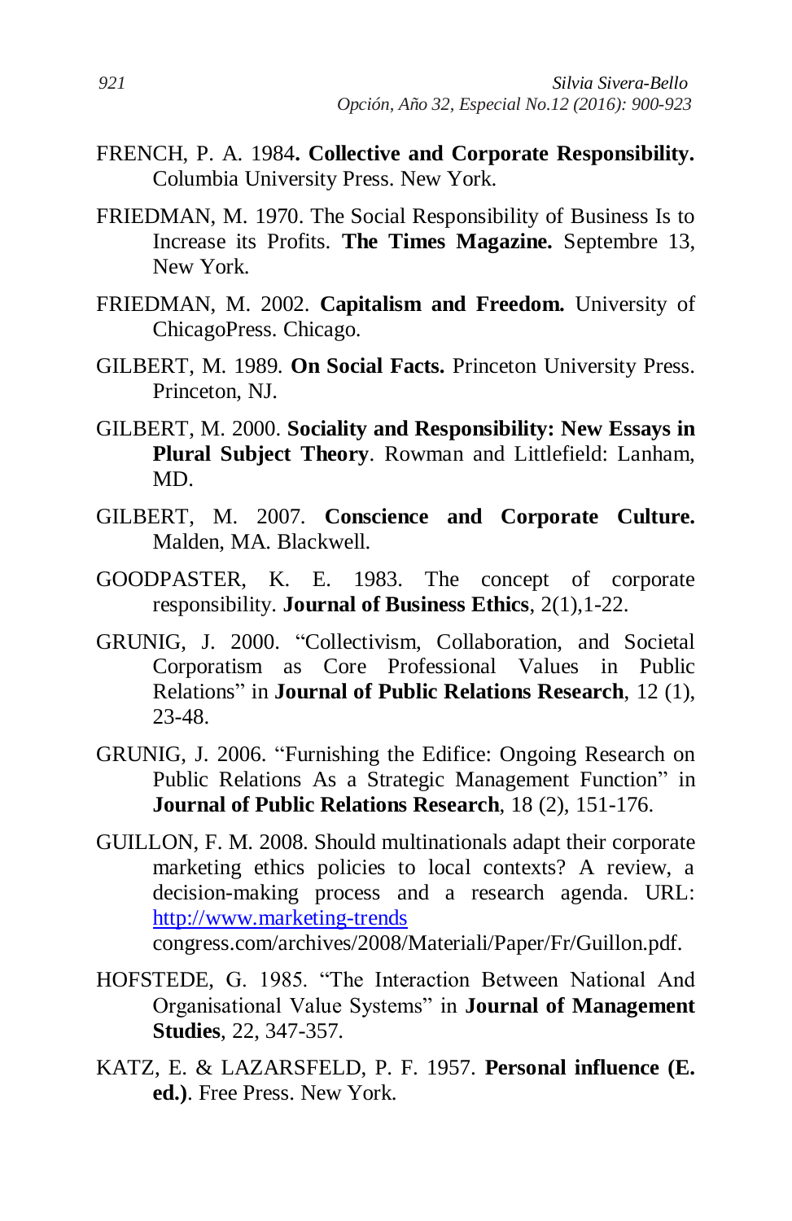FRENCH, P. A. 1984**. Collective and Corporate Responsibility.** Columbia University Press. New York.

FRIEDMAN, M. 1970. The Social Responsibility of Business Is to Increase its Profits. **The Times Magazine.** Septembre 13, New York.

FRIEDMAN, M. 2002. **Capitalism and Freedom.** University of ChicagoPress. Chicago.

GILBERT, M. 1989. **On Social Facts.** Princeton University Press. Princeton, NJ.

GILBERT, M. 2000. **Sociality and Responsibility: New Essays in Plural Subject Theory**. Rowman and Littlefield: Lanham, MD.

GILBERT, M. 2007. **Conscience and Corporate Culture.** Malden, MA. Blackwell.

GOODPASTER, K. E. 1983. The concept of corporate responsibility. **Journal of Business Ethics**, 2(1),1-22.

GRUNIG, J. 2000. "Collectivism, Collaboration, and Societal Corporatism as Core Professional Values in Public Relations" in **Journal of Public Relations Research**, 12 (1), 23-48.

GRUNIG, J. 2006. "Furnishing the Edifice: Ongoing Research on Public Relations As a Strategic Management Function" in **Journal of Public Relations Research**, 18 (2), 151-176.

GUILLON, F. M. 2008. Should multinationals adapt their corporate marketing ethics policies to local contexts? A review, a decision-making process and a research agenda. URL: http://www.marketing-trends congress.com/archives/2008/Materiali/Paper/Fr/Guillon.pdf.

HOFSTEDE, G. 1985. "The Interaction Between National And Organisational Value Systems" in **Journal of Management Studies**, 22, 347-357.

KATZ, E. & LAZARSFELD, P. F. 1957. **Personal influence (E. ed.)**. Free Press. New York.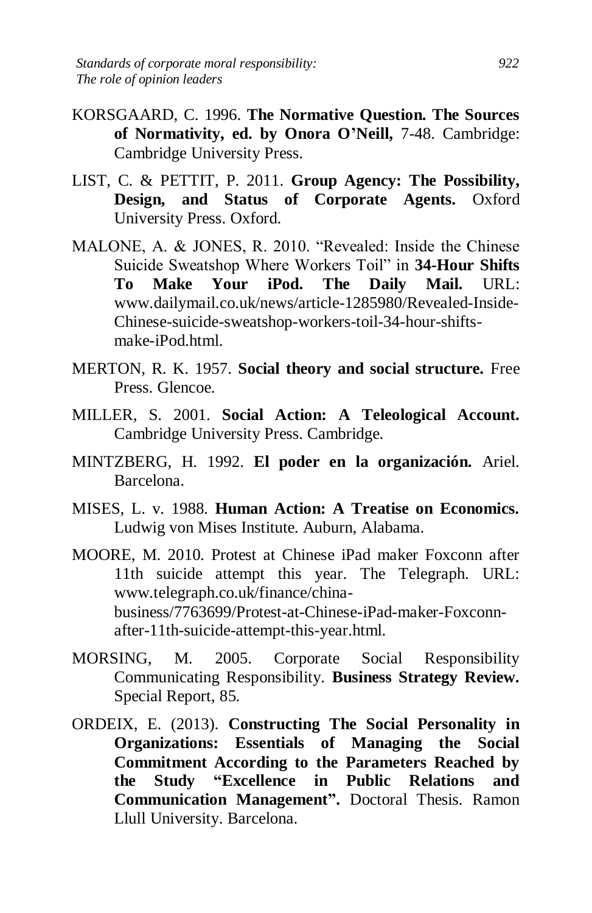KORSGAARD, C. 1996. **The Normative Question. The Sources of Normativity, ed. by Onora O'Neill,** 7-48. Cambridge: Cambridge University Press.

LIST, C. & PETTIT, P. 2011. **Group Agency: The Possibility, Design, and Status of Corporate Agents.** Oxford University Press. Oxford.

MALONE, A. & JONES, R. 2010. "Revealed: Inside the Chinese Suicide Sweatshop Where Workers Toil" in **34-Hour Shifts To Make Your iPod. The Daily Mail.** URL: www.dailymail.co.uk/news/article-1285980/Revealed-Inside-Chinese-suicide-sweatshop-workers-toil-34-hour-shifts-make-iPod.html.

MERTON, R. K. 1957. **Social theory and social structure.** Free Press. Glencoe.

MILLER, S. 2001. **Social Action: A Teleological Account.** Cambridge University Press. Cambridge.

MINTZBERG, H. 1992. **El poder en la organización.** Ariel. Barcelona.

MISES, L. v. 1988. **Human Action: A Treatise on Economics.** Ludwig von Mises Institute. Auburn, Alabama.

MOORE, M. 2010. Protest at Chinese iPad maker Foxconn after 11th suicide attempt this year. The Telegraph. URL: www.telegraph.co.uk/finance/china-business/7763699/Protest-at-Chinese-iPad-maker-Foxconn-after-11th-suicide-attempt-this-year.html.

MORSING, M. 2005. Corporate Social Responsibility Communicating Responsibility. **Business Strategy Review.** Special Report, 85.

ORDEIX, E. (2013). **Constructing The Social Personality in Organizations: Essentials of Managing the Social Commitment According to the Parameters Reached by the Study "Excellence in Public Relations and Communication Management".** Doctoral Thesis. Ramon Llull University. Barcelona.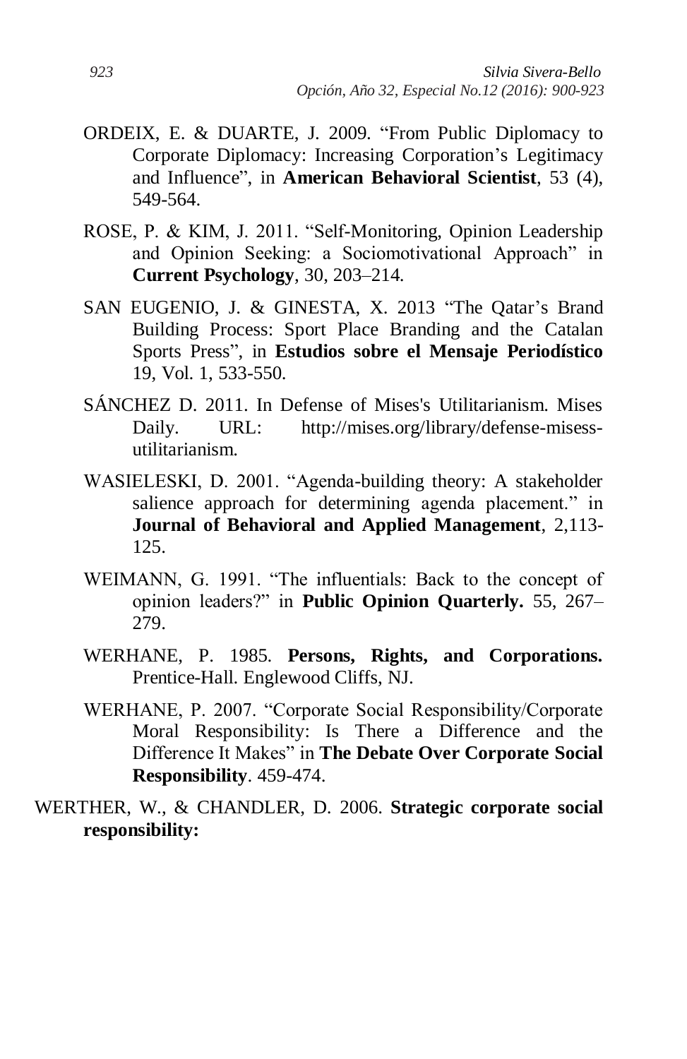ORDEIX, E. & DUARTE, J. 2009. "From Public Diplomacy to Corporate Diplomacy: Increasing Corporation's Legitimacy and Influence", in **American Behavioral Scientist**, 53 (4), 549-564.

ROSE, P. & KIM, J. 2011. "Self-Monitoring, Opinion Leadership and Opinion Seeking: a Sociomotivational Approach" in **Current Psychology**, 30, 203–214.

SAN EUGENIO, J. & GINESTA, X. 2013 "The Qatar's Brand Building Process: Sport Place Branding and the Catalan Sports Press", in **Estudios sobre el Mensaje Periodístico** 19, Vol. 1, 533-550.

SÁNCHEZ D. 2011. In Defense of Mises's Utilitarianism. Mises Daily. URL: http://mises.org/library/defense-misess-utilitarianism.

WASIELESKI, D. 2001. "Agenda-building theory: A stakeholder salience approach for determining agenda placement." in **Journal of Behavioral and Applied Management**, 2,113-125.

WEIMANN, G. 1991. "The influentials: Back to the concept of opinion leaders?" in **Public Opinion Quarterly.** 55, 267–279.

WERHANE, P. 1985. **Persons, Rights, and Corporations.** Prentice-Hall. Englewood Cliffs, NJ.

WERHANE, P. 2007. "Corporate Social Responsibility/Corporate Moral Responsibility: Is There a Difference and the Difference It Makes" in **The Debate Over Corporate Social Responsibility**. 459-474.

WERTHER, W., & CHANDLER, D. 2006. **Strategic corporate social responsibility:**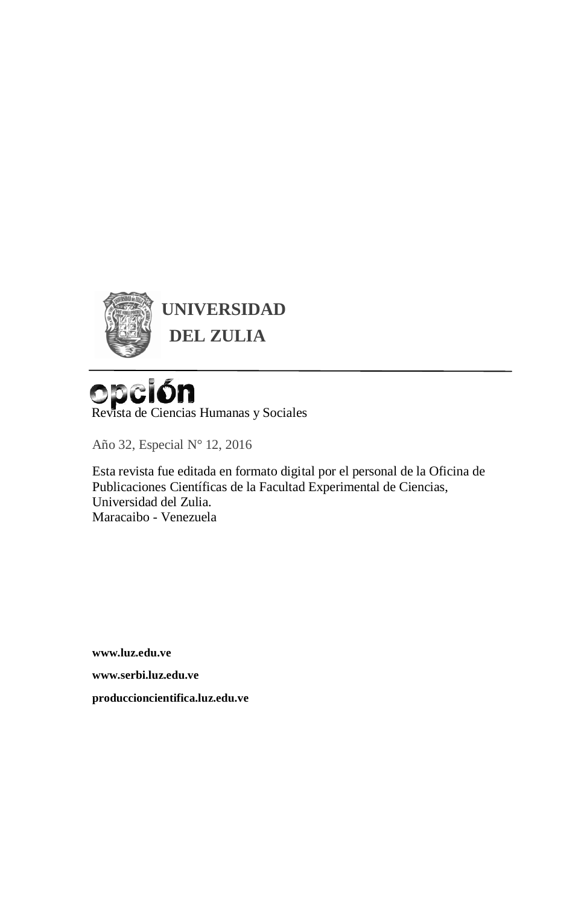**UNIVERSIDAD DEL ZULIA**

# opción

Revista de Ciencias Humanas y Sociales

Año 32, Especial N° 12, 2016

Esta revista fue editada en formato digital por el personal de la Oficina de Publicaciones Científicas de la Facultad Experimental de Ciencias, Universidad del Zulia.
Maracaibo - Venezuela

**www.luz.edu.ve**

**www.serbi.luz.edu.ve**

**produccioncientifica.luz.edu.ve**